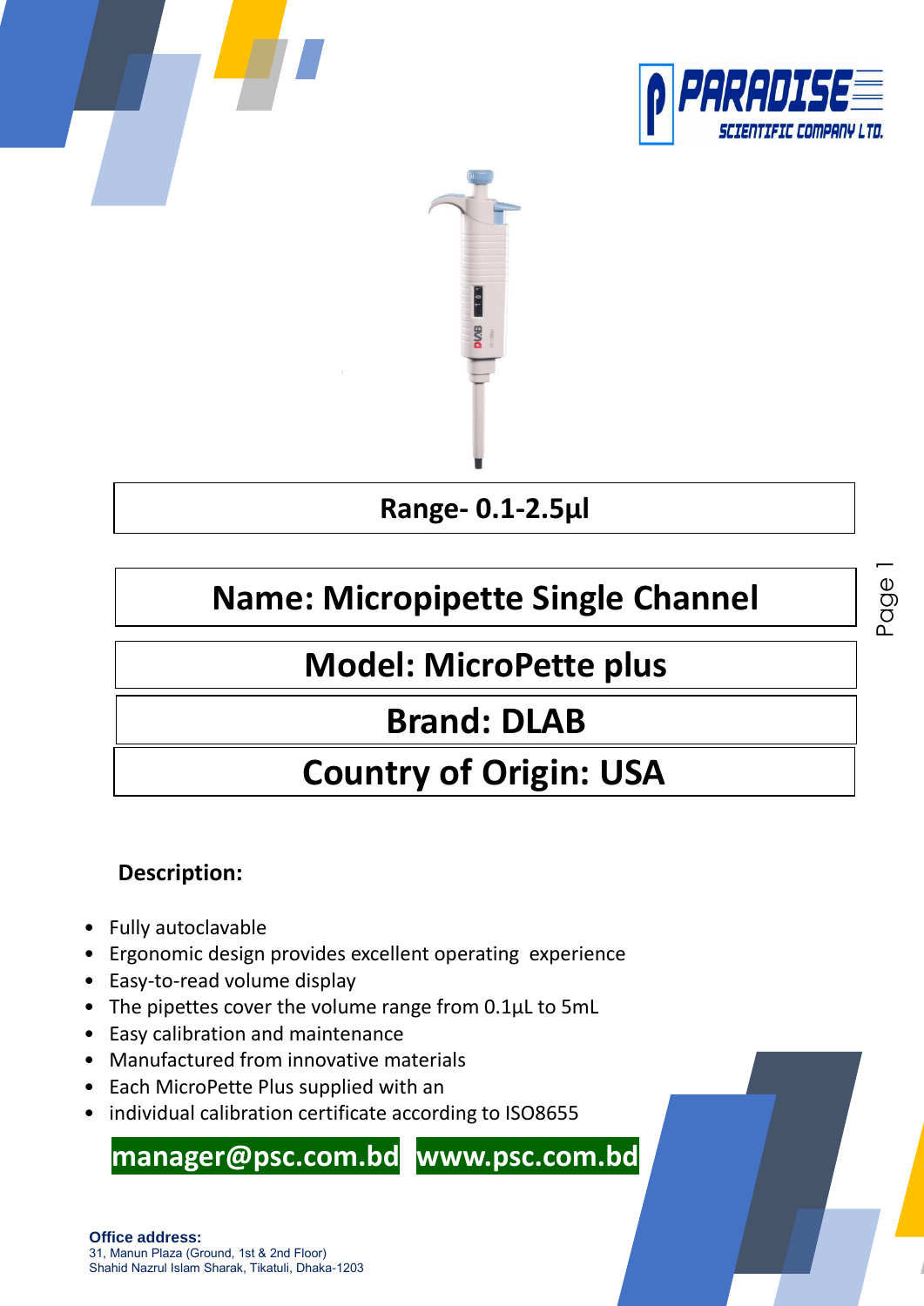PARADISE SCIENTIFIC COMPANY LTD.

**Range- 0.1-2.5µl**

# Name: Micropipette Single Channel

## Model: MicroPette plus

## Brand: DLAB

## Country of Origin: USA

**Description:**

- Fully autoclavable
- Ergonomic design provides excellent operating experience
- Easy-to-read volume display
- The pipettes cover the volume range from 0.1µL to 5mL
- Easy calibration and maintenance
- Manufactured from innovative materials
- Each MicroPette Plus supplied with an
- individual calibration certificate according to ISO8655

**manager@psc.com.bd** **www.psc.com.bd**

**Office address:**
31, Manun Plaza (Ground, 1st & 2nd Floor)
Shahid Nazrul Islam Sharak, Tikatuli, Dhaka-1203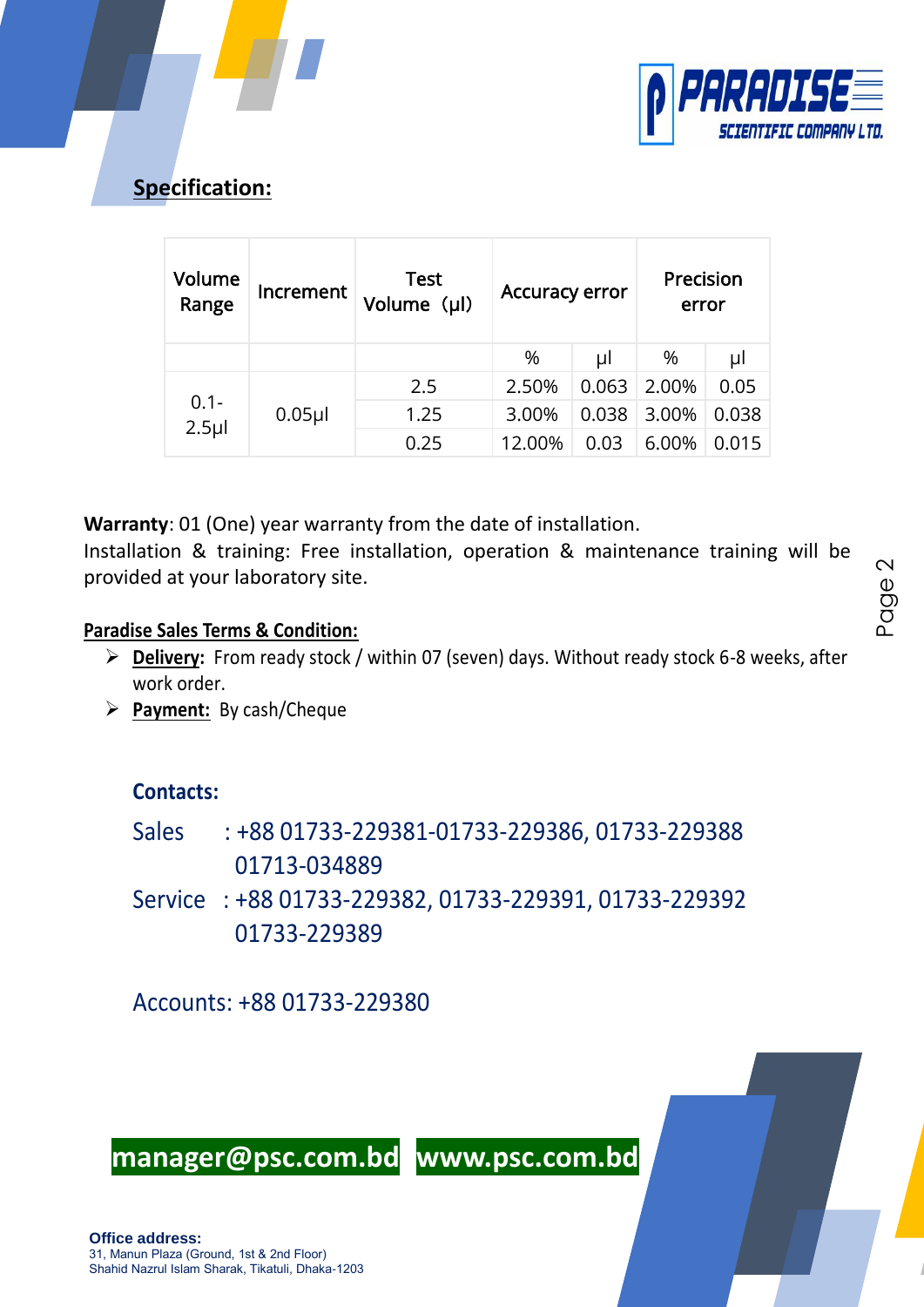## Specification:

| Volume Range | Increment | Test Volume (μl) | Accuracy error | | Precision error | |
|---|---|---|---|---|---|---|
| | | | % | μl | % | μl |
| 0.1-2.5μl | 0.05μl | 2.5 | 2.50% | 0.063 | 2.00% | 0.05 |
| | | 1.25 | 3.00% | 0.038 | 3.00% | 0.038 |
| | | 0.25 | 12.00% | 0.03 | 6.00% | 0.015 |

**Warranty**: 01 (One) year warranty from the date of installation.
Installation & training: Free installation, operation & maintenance training will be provided at your laboratory site.

**Paradise Sales Terms & Condition:**

- **Delivery:** From ready stock / within 07 (seven) days. Without ready stock 6-8 weeks, after work order.
- **Payment:** By cash/Cheque

**Contacts:**

Sales : +88 01733-229381-01733-229386, 01733-229388
01713-034889

Service : +88 01733-229382, 01733-229391, 01733-229392
01733-229389

Accounts: +88 01733-229380

**manager@psc.com.bd** **www.psc.com.bd**

**Office address:**
31, Manun Plaza (Ground, 1st & 2nd Floor)
Shahid Nazrul Islam Sharak, Tikatuli, Dhaka-1203